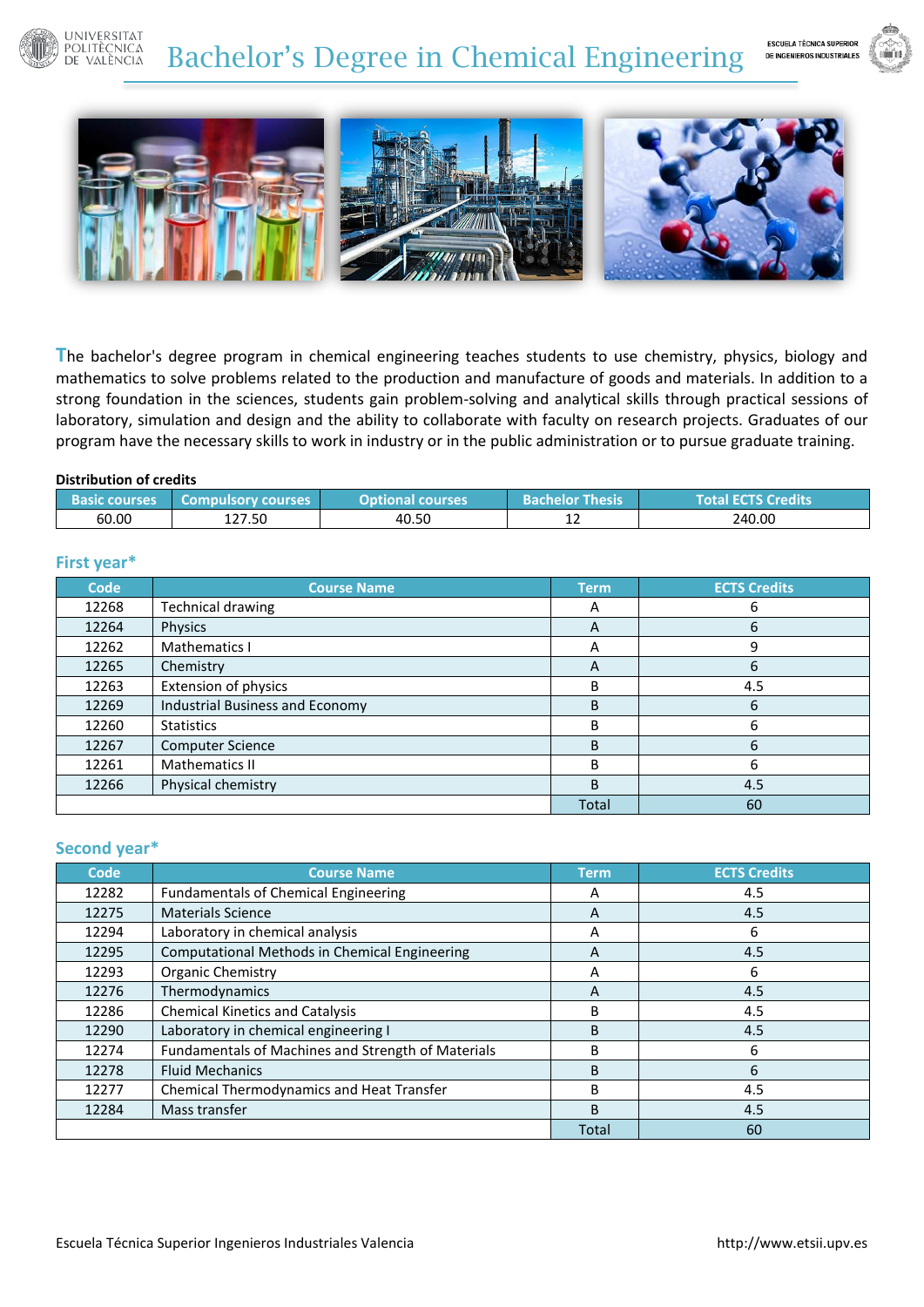# Bachelor's Degree in Chemical Engineering

The bachelor's degree program in chemical engineering teaches students to use chemistry, physics, biology and mathematics to solve problems related to the production and manufacture of goods and materials. In addition to a strong foundation in the sciences, students gain problem-solving and analytical skills through practical sessions of laboratory, simulation and design and the ability to collaborate with faculty on research projects. Graduates of our program have the necessary skills to work in industry or in the public administration or to pursue graduate training.

**Distribution of credits**

| Basic courses | Compulsory courses | Optional courses | Bachelor Thesis | Total ECTS Credits |
|---|---|---|---|---|
| 60.00 | 127.50 | 40.50 | 12 | 240.00 |

## First year*

| Code | Course Name | Term | ECTS Credits |
|---|---|---|---|
| 12268 | Technical drawing | A | 6 |
| 12264 | Physics | A | 6 |
| 12262 | Mathematics I | A | 9 |
| 12265 | Chemistry | A | 6 |
| 12263 | Extension of physics | B | 4.5 |
| 12269 | Industrial Business and Economy | B | 6 |
| 12260 | Statistics | B | 6 |
| 12267 | Computer Science | B | 6 |
| 12261 | Mathematics II | B | 6 |
| 12266 | Physical chemistry | B | 4.5 |
| | | Total | 60 |

## Second year*

| Code | Course Name | Term | ECTS Credits |
|---|---|---|---|
| 12282 | Fundamentals of Chemical Engineering | A | 4.5 |
| 12275 | Materials Science | A | 4.5 |
| 12294 | Laboratory in chemical analysis | A | 6 |
| 12295 | Computational Methods in Chemical Engineering | A | 4.5 |
| 12293 | Organic Chemistry | A | 6 |
| 12276 | Thermodynamics | A | 4.5 |
| 12286 | Chemical Kinetics and Catalysis | B | 4.5 |
| 12290 | Laboratory in chemical engineering I | B | 4.5 |
| 12274 | Fundamentals of Machines and Strength of Materials | B | 6 |
| 12278 | Fluid Mechanics | B | 6 |
| 12277 | Chemical Thermodynamics and Heat Transfer | B | 4.5 |
| 12284 | Mass transfer | B | 4.5 |
| | | Total | 60 |

Escuela Técnica Superior Ingenieros Industriales Valencia http://www.etsii.upv.es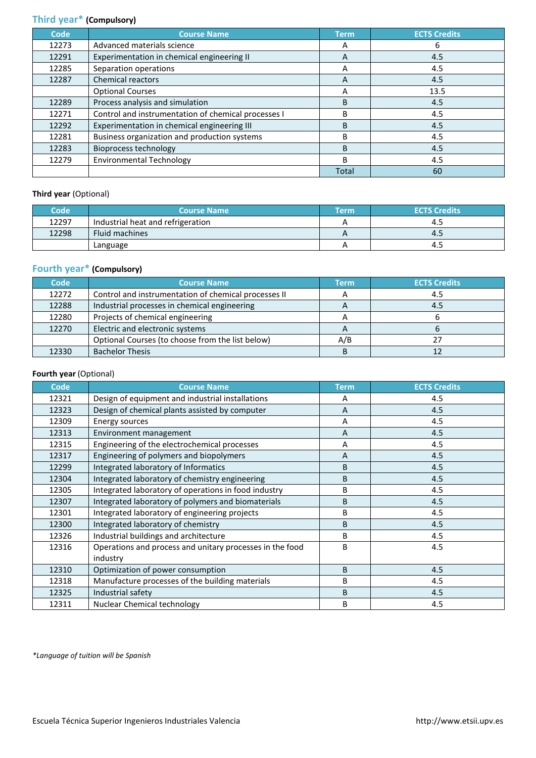## Third year* **(Compulsory)**

| Code | Course Name | Term | ECTS Credits |
|---|---|---|---|
| 12273 | Advanced materials science | A | 6 |
| 12291 | Experimentation in chemical engineering II | A | 4.5 |
| 12285 | Separation operations | A | 4.5 |
| 12287 | Chemical reactors | A | 4.5 |
| | Optional Courses | A | 13.5 |
| 12289 | Process analysis and simulation | B | 4.5 |
| 12271 | Control and instrumentation of chemical processes I | B | 4.5 |
| 12292 | Experimentation in chemical engineering III | B | 4.5 |
| 12281 | Business organization and production systems | B | 4.5 |
| 12283 | Bioprocess technology | B | 4.5 |
| 12279 | Environmental Technology | B | 4.5 |
| | | Total | 60 |

**Third year** (Optional)

| Code | Course Name | Term | ECTS Credits |
|---|---|---|---|
| 12297 | Industrial heat and refrigeration | A | 4.5 |
| 12298 | Fluid machines | A | 4.5 |
| | Language | A | 4.5 |

## Fourth year* **(Compulsory)**

| Code | Course Name | Term | ECTS Credits |
|---|---|---|---|
| 12272 | Control and instrumentation of chemical processes II | A | 4.5 |
| 12288 | Industrial processes in chemical engineering | A | 4.5 |
| 12280 | Projects of chemical engineering | A | 6 |
| 12270 | Electric and electronic systems | A | 6 |
| | Optional Courses (to choose from the list below) | A/B | 27 |
| 12330 | Bachelor Thesis | B | 12 |

**Fourth year** (Optional)

| Code | Course Name | Term | ECTS Credits |
|---|---|---|---|
| 12321 | Design of equipment and industrial installations | A | 4.5 |
| 12323 | Design of chemical plants assisted by computer | A | 4.5 |
| 12309 | Energy sources | A | 4.5 |
| 12313 | Environment management | A | 4.5 |
| 12315 | Engineering of the electrochemical processes | A | 4.5 |
| 12317 | Engineering of polymers and biopolymers | A | 4.5 |
| 12299 | Integrated laboratory of Informatics | B | 4.5 |
| 12304 | Integrated laboratory of chemistry engineering | B | 4.5 |
| 12305 | Integrated laboratory of operations in food industry | B | 4.5 |
| 12307 | Integrated laboratory of polymers and biomaterials | B | 4.5 |
| 12301 | Integrated laboratory of engineering projects | B | 4.5 |
| 12300 | Integrated laboratory of chemistry | B | 4.5 |
| 12326 | Industrial buildings and architecture | B | 4.5 |
| 12316 | Operations and process and unitary processes in the food industry | B | 4.5 |
| 12310 | Optimization of power consumption | B | 4.5 |
| 12318 | Manufacture processes of the building materials | B | 4.5 |
| 12325 | Industrial safety | B | 4.5 |
| 12311 | Nuclear Chemical technology | B | 4.5 |

*\*Language of tuition will be Spanish*